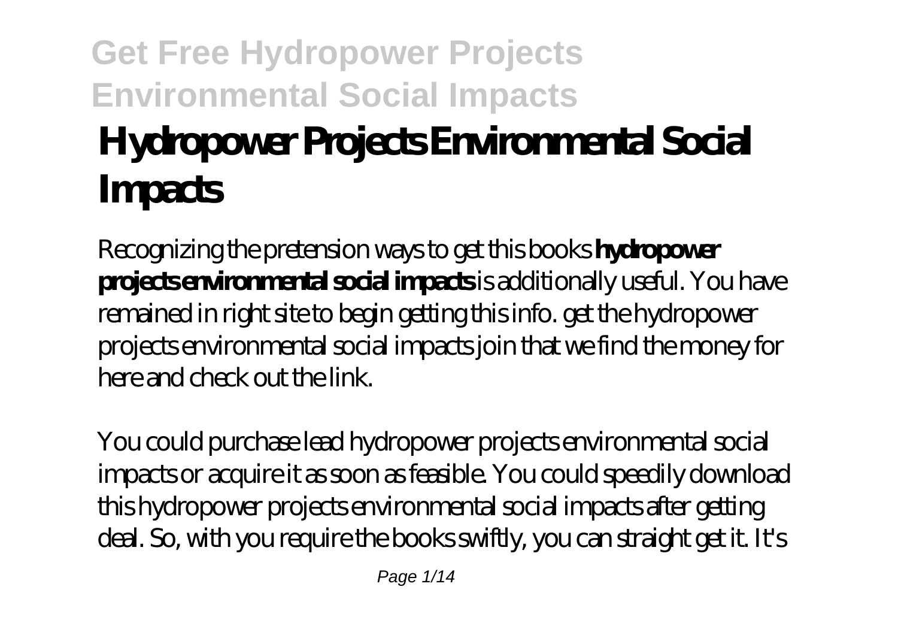# Hydropower Projects Environmental Social Impacts

Recognizing the pretension ways to get this books **hydropower projects environmental social impacts** is additionally useful. You have remained in right site to begin getting this info. get the hydropower projects environmental social impacts join that we find the money for here and check out the link.

You could purchase lead hydropower projects environmental social impacts or acquire it as soon as feasible. You could speedily download this hydropower projects environmental social impacts after getting deal. So, with you require the books swiftly, you can straight get it. It's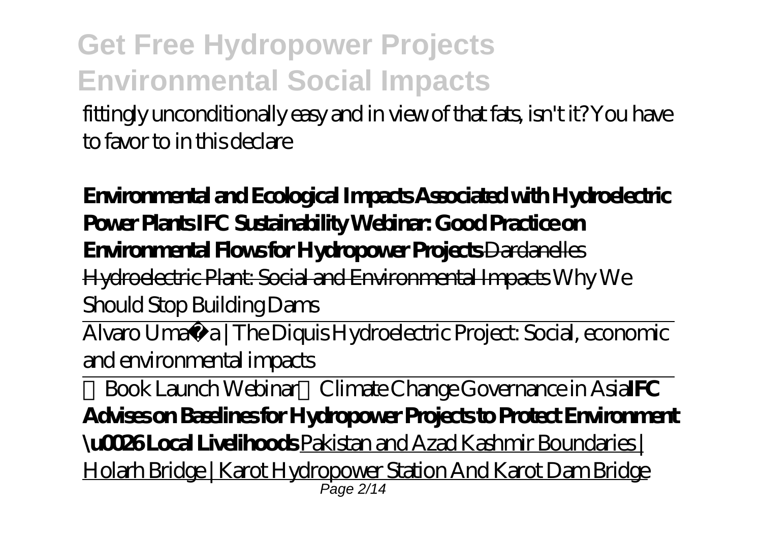fittingly unconditionally easy and in view of that fats, isn't it? You have to favor to in this declare

**Environmental and Ecological Impacts Associated with Hydroelectric Power Plants IFC Sustainability Webinar: Good Practice on Environmental Flows for Hydropower Projects** ~~Dardanelles Hydroelectric Plant: Social and Environmental Impacts~~ *Why We Should Stop Building Dams*

Alvaro Umaña | The Diquis Hydroelectric Project: Social, economic and environmental impacts

【Book Launch Webinar】Climate Change Governance in Asia **IFC Advises on Baselines for Hydropower Projects to Protect Environment \u0026 Local Livelihoods** Pakistan and Azad Kashmir Boundaries | Holarh Bridge | Karot Hydropower Station And Karot Dam Bridge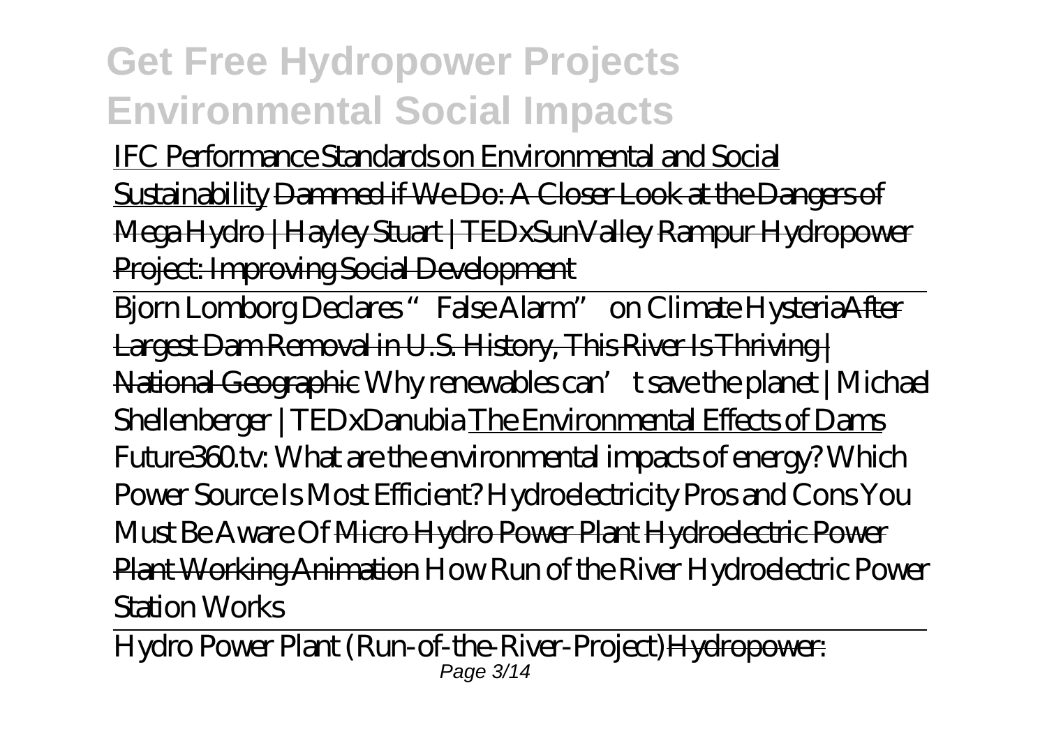IFC Performance Standards on Environmental and Social Sustainability Dammed if We Do: A Closer Look at the Dangers of Mega Hydro | Hayley Stuart | TEDxSunValley Rampur Hydropower Project: Improving Social Development

Bjorn Lomborg Declares "False Alarm" on Climate HysteriaAfter Largest Dam Removal in U.S. History, This River Is Thriving | National Geographic *Why renewables can't save the planet | Michael Shellenberger | TEDxDanubia* The Environmental Effects of Dams *Future360.tv: What are the environmental impacts of energy? Which Power Source Is Most Efficient? Hydroelectricity Pros and Cons You Must Be Aware Of* Micro Hydro Power Plant Hydroelectric Power Plant Working Animation *How Run of the River Hydroelectric Power Station Works*

Hydro Power Plant (Run-of-the-River-Project)Hydropower: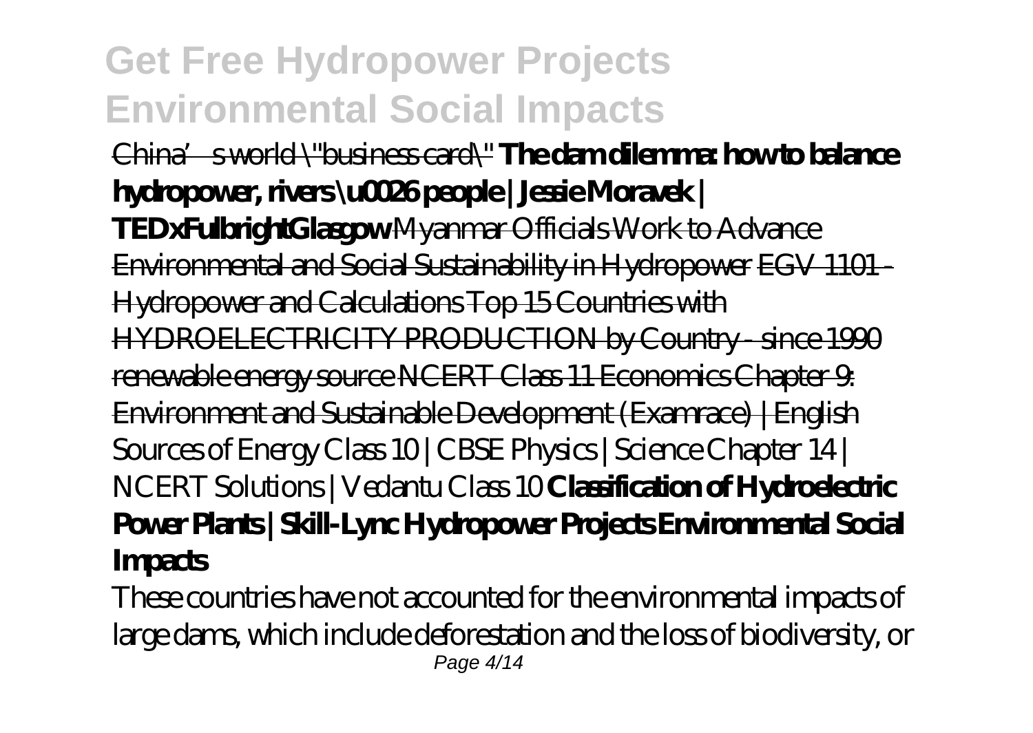China's world \"business card\" **The dam dilemma: how to balance hydropower, rivers \u0026 people | Jessie Moravek | TEDxFulbrightGlasgow** Myanmar Officials Work to Advance Environmental and Social Sustainability in Hydropower EGV 1101 - Hydropower and Calculations Top 15 Countries with HYDROELECTRICITY PRODUCTION by Country - since 1990 renewable energy source NCERT Class 11 Economics Chapter 9: Environment and Sustainable Development (Examrace) | English *Sources of Energy Class 10 | CBSE Physics | Science Chapter 14 | NCERT Solutions | Vedantu Class 10* **Classification of Hydroelectric Power Plants | Skill-Lync Hydropower Projects Environmental Social Impacts**

These countries have not accounted for the environmental impacts of large dams, which include deforestation and the loss of biodiversity, or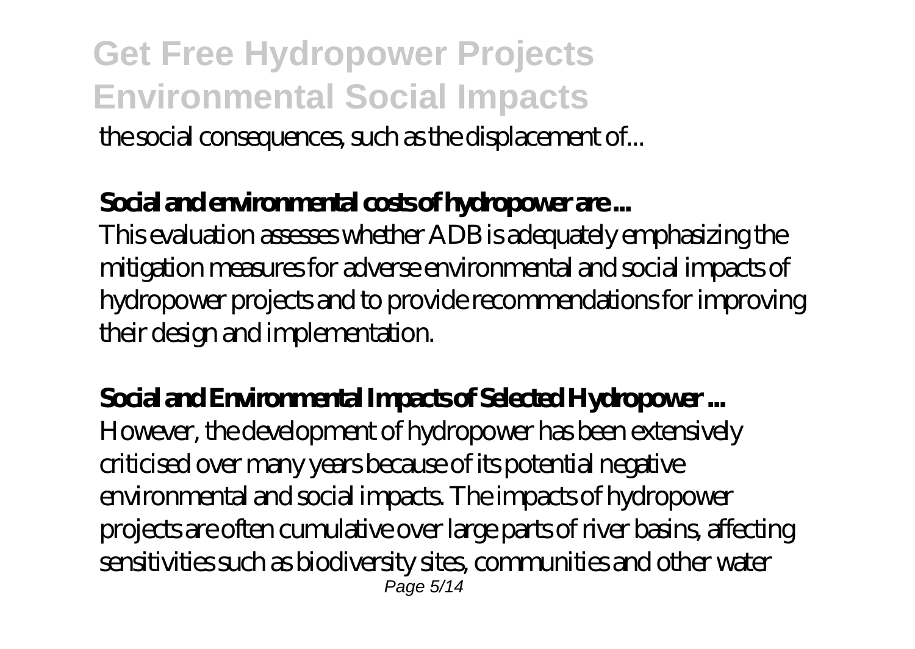the social consequences, such as the displacement of...

**Social and environmental costs of hydropower are ...**

This evaluation assesses whether ADB is adequately emphasizing the mitigation measures for adverse environmental and social impacts of hydropower projects and to provide recommendations for improving their design and implementation.

**Social and Environmental Impacts of Selected Hydropower ...**

However, the development of hydropower has been extensively criticised over many years because of its potential negative environmental and social impacts. The impacts of hydropower projects are often cumulative over large parts of river basins, affecting sensitivities such as biodiversity sites, communities and other water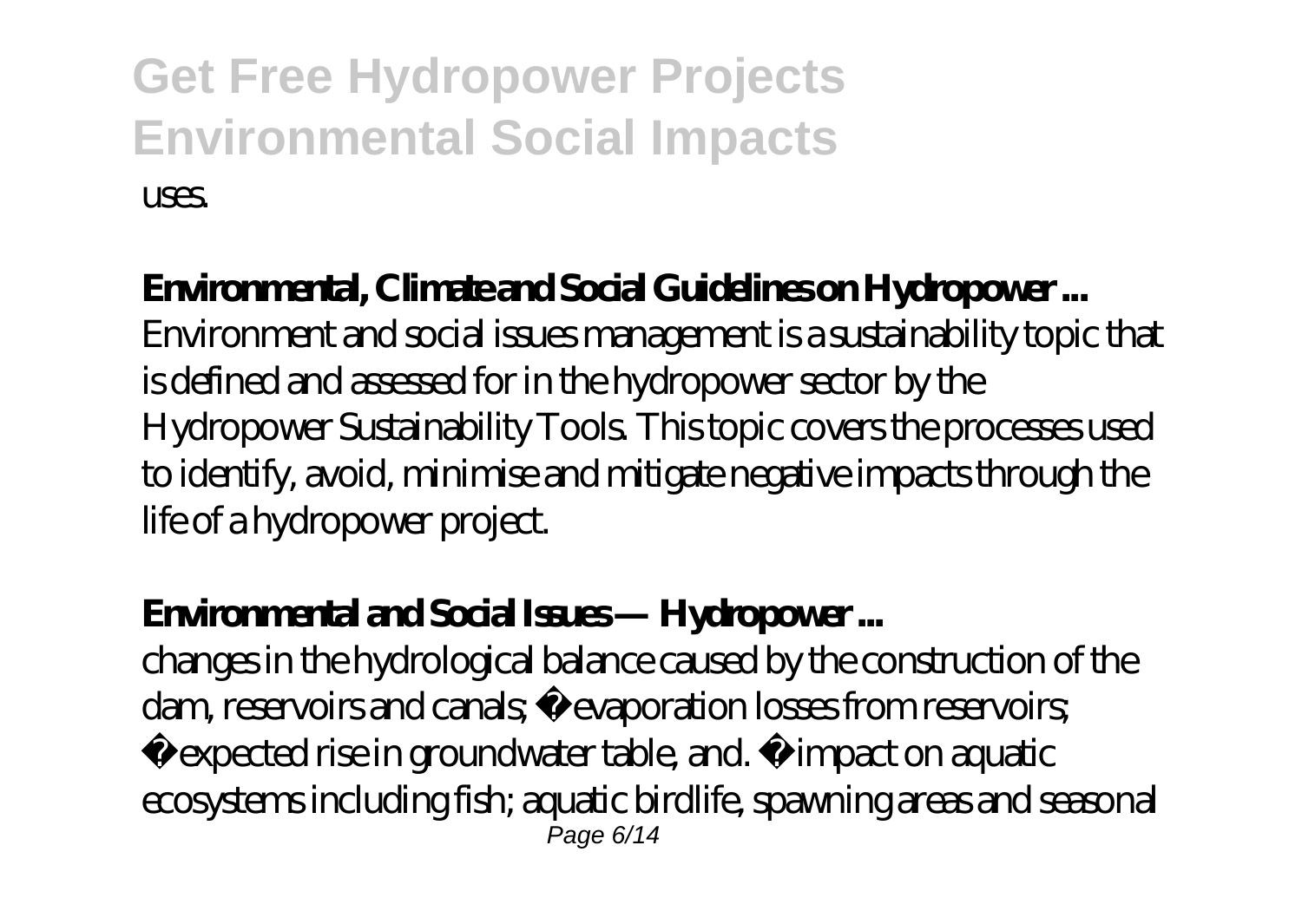uses.

**Environmental, Climate and Social Guidelines on Hydropower ...**

Environment and social issues management is a sustainability topic that is defined and assessed for in the hydropower sector by the Hydropower Sustainability Tools. This topic covers the processes used to identify, avoid, minimise and mitigate negative impacts through the life of a hydropower project.

**Environmental and Social Issues — Hydropower ...**

changes in the hydrological balance caused by the construction of the dam, reservoirs and canals; • evaporation losses from reservoirs; • expected rise in groundwater table, and. • impact on aquatic ecosystems including fish; aquatic birdlife, spawning areas and seasonal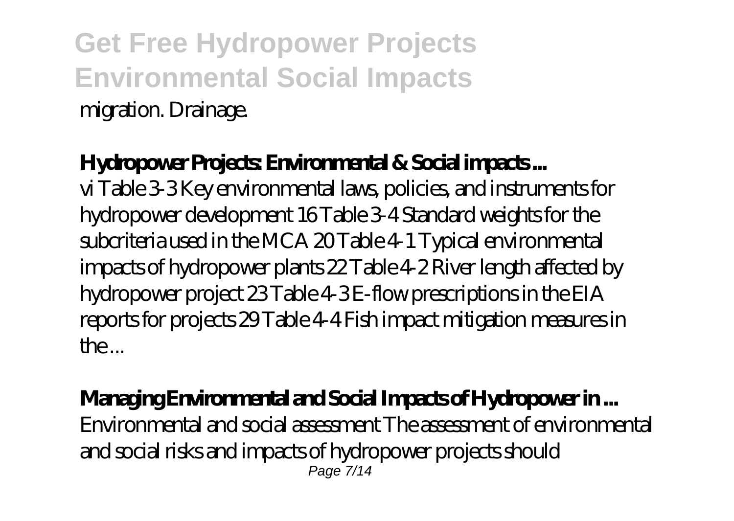migration. Drainage.

**Hydropower Projects: Environmental & Social impacts ...**

vi Table 3-3 Key environmental laws, policies, and instruments for hydropower development 16 Table 3-4 Standard weights for the subcriteria used in the MCA 20 Table 4-1 Typical environmental impacts of hydropower plants 22 Table 4-2 River length affected by hydropower project 23 Table 4-3 E-flow prescriptions in the EIA reports for projects 29 Table 4-4 Fish impact mitigation measures in the ...

**Managing Environmental and Social Impacts of Hydropower in ...**

Environmental and social assessment The assessment of environmental and social risks and impacts of hydropower projects should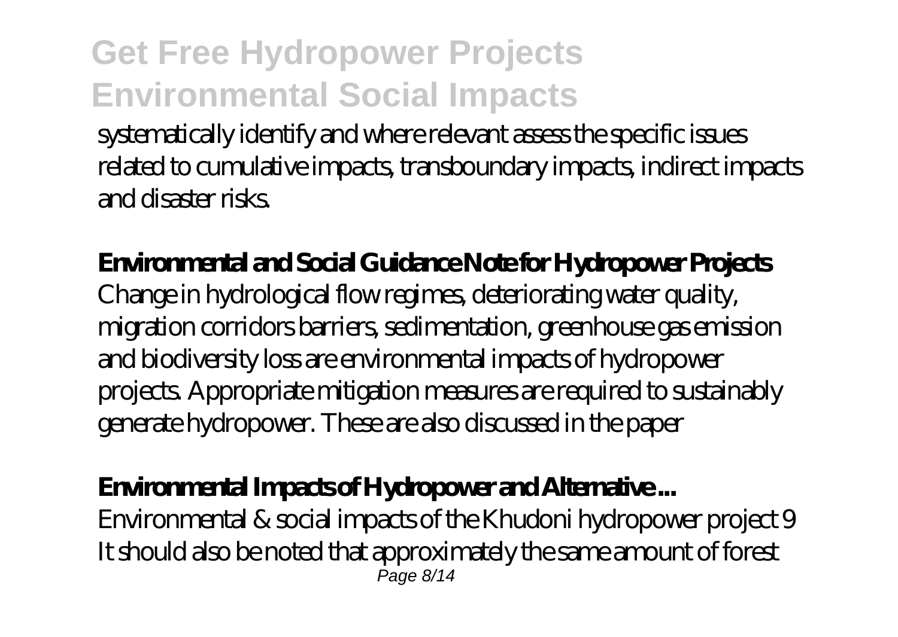systematically identify and where relevant assess the specific issues related to cumulative impacts, transboundary impacts, indirect impacts and disaster risks.

**Environmental and Social Guidance Note for Hydropower Projects**

Change in hydrological flow regimes, deteriorating water quality, migration corridors barriers, sedimentation, greenhouse gas emission and biodiversity loss are environmental impacts of hydropower projects. Appropriate mitigation measures are required to sustainably generate hydropower. These are also discussed in the paper

**Environmental Impacts of Hydropower and Alternative ...**

Environmental & social impacts of the Khudoni hydropower project 9 It should also be noted that approximately the same amount of forest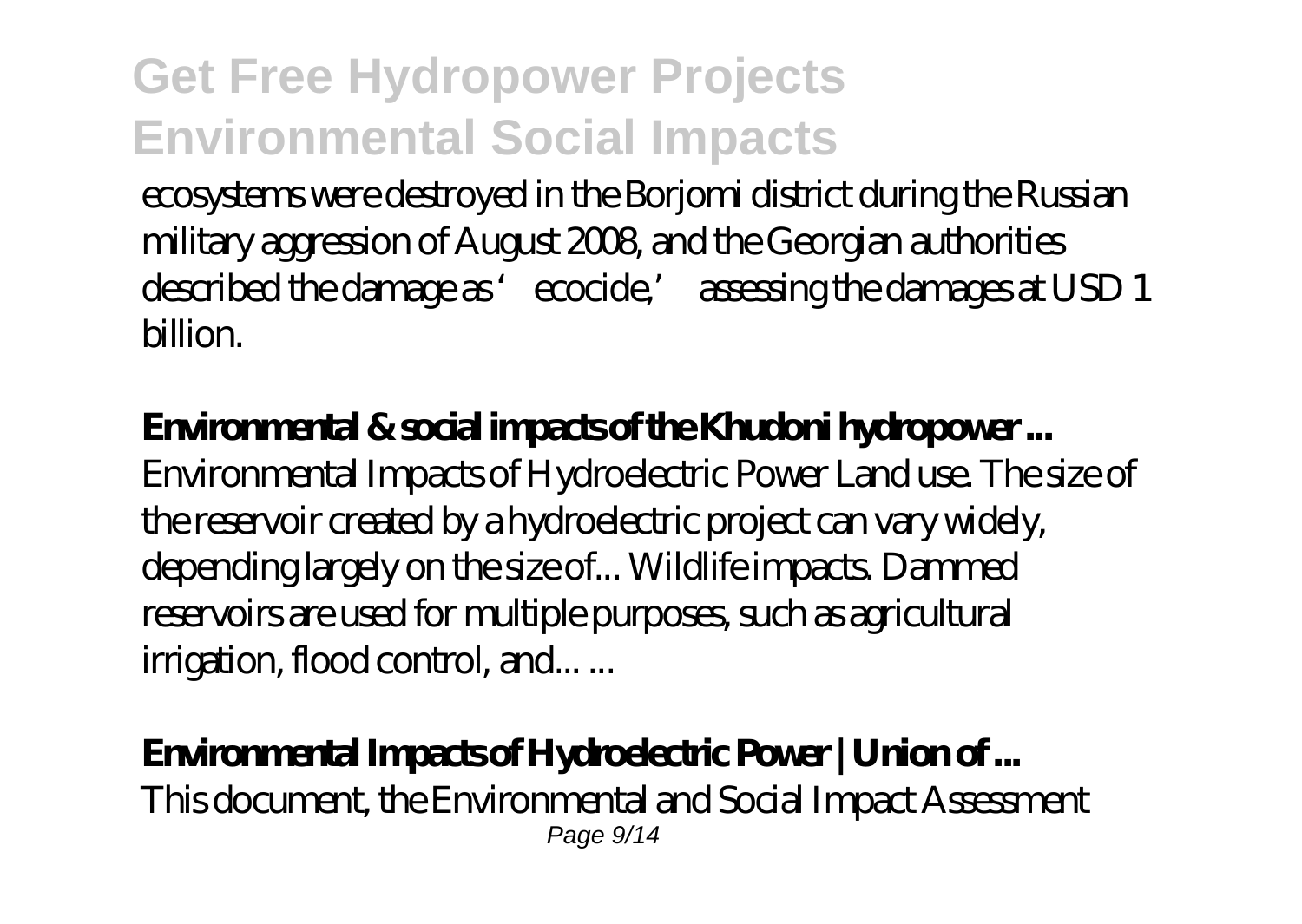ecosystems were destroyed in the Borjomi district during the Russian military aggression of August 2008, and the Georgian authorities described the damage as 'ecocide,' assessing the damages at USD 1 billion.

**Environmental & social impacts of the Khudoni hydropower ...**

Environmental Impacts of Hydroelectric Power Land use. The size of the reservoir created by a hydroelectric project can vary widely, depending largely on the size of... Wildlife impacts. Dammed reservoirs are used for multiple purposes, such as agricultural irrigation, flood control, and... ...

**Environmental Impacts of Hydroelectric Power | Union of ...**

This document, the Environmental and Social Impact Assessment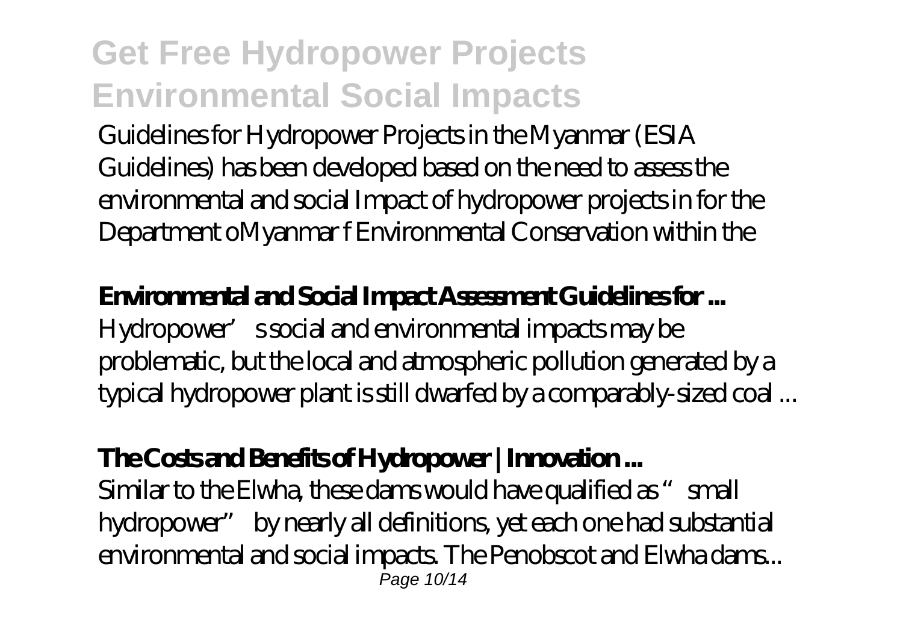Guidelines for Hydropower Projects in the Myanmar (ESIA Guidelines) has been developed based on the need to assess the environmental and social Impact of hydropower projects in for the Department oMyanmar f Environmental Conservation within the

**Environmental and Social Impact Assessment Guidelines for ...**

Hydropower's social and environmental impacts may be problematic, but the local and atmospheric pollution generated by a typical hydropower plant is still dwarfed by a comparably-sized coal ...

**The Costs and Benefits of Hydropower | Innovation ...**

Similar to the Elwha, these dams would have qualified as "small hydropower" by nearly all definitions, yet each one had substantial environmental and social impacts. The Penobscot and Elwha dams...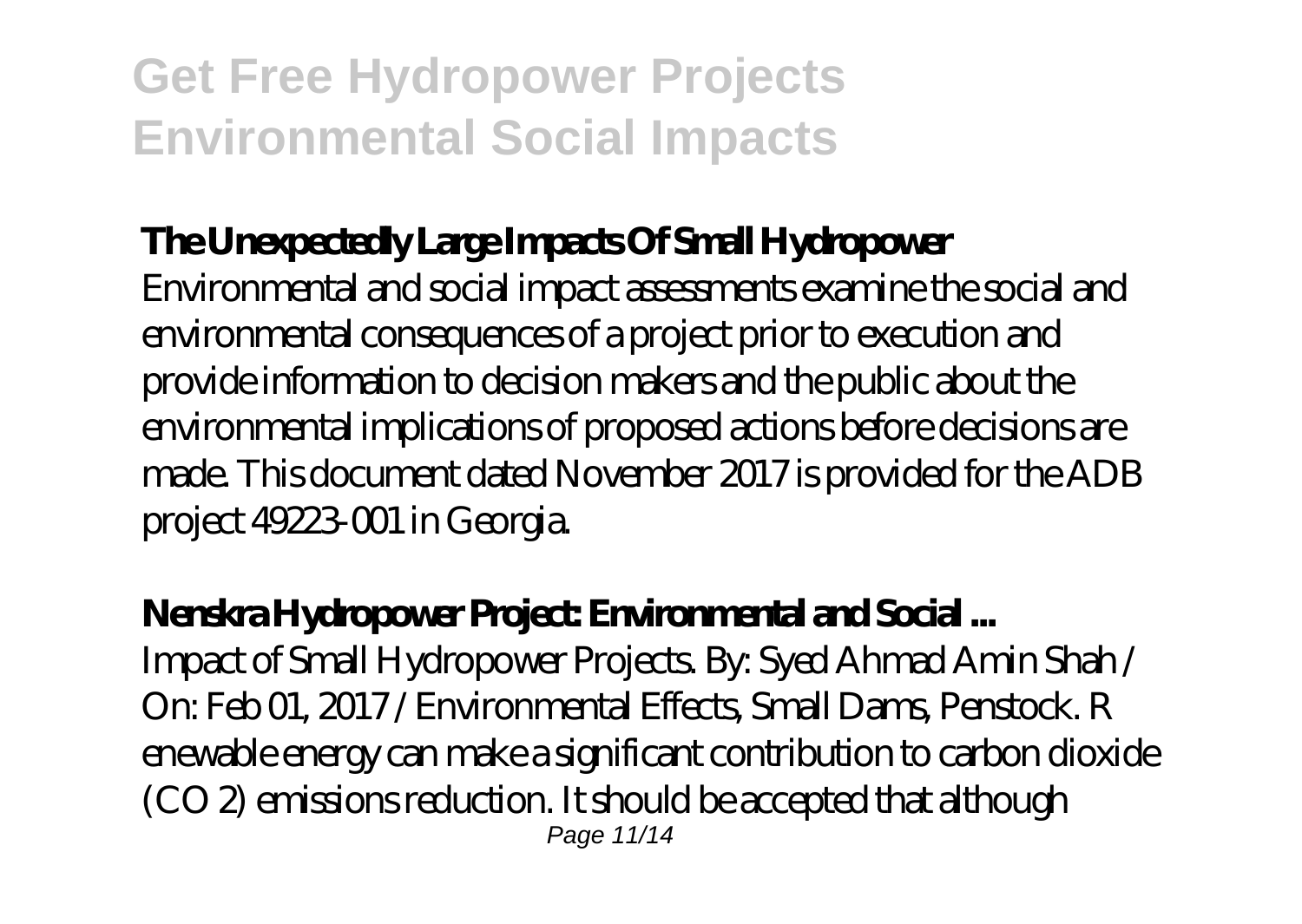## The Unexpectedly Large Impacts Of Small Hydropower

Environmental and social impact assessments examine the social and environmental consequences of a project prior to execution and provide information to decision makers and the public about the environmental implications of proposed actions before decisions are made. This document dated November 2017 is provided for the ADB project 49223-001 in Georgia.

## Nenskra Hydropower Project: Environmental and Social ...

Impact of Small Hydropower Projects. By: Syed Ahmad Amin Shah / On: Feb 01, 2017 / Environmental Effects, Small Dams, Penstock. R enewable energy can make a significant contribution to carbon dioxide ($CO_2$) emissions reduction. It should be accepted that although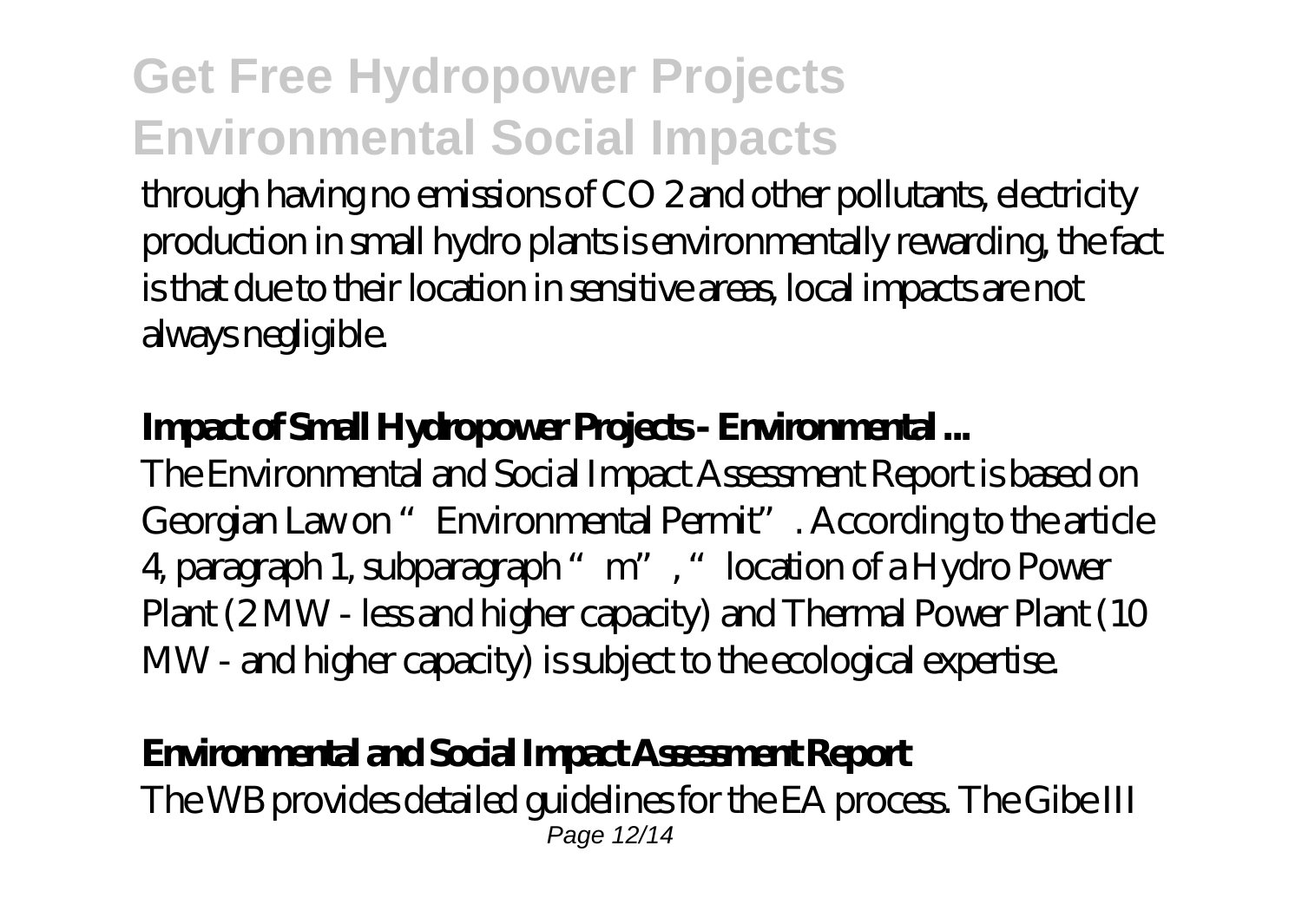through having no emissions of $CO_2$ and other pollutants, electricity production in small hydro plants is environmentally rewarding, the fact is that due to their location in sensitive areas, local impacts are not always negligible.

**Impact of Small Hydropower Projects - Environmental ...**

The Environmental and Social Impact Assessment Report is based on Georgian Law on "Environmental Permit". According to the article 4, paragraph 1, subparagraph "m", "location of a Hydro Power Plant (2 MW - less and higher capacity) and Thermal Power Plant (10 MW - and higher capacity) is subject to the ecological expertise.

**Environmental and Social Impact Assessment Report**

The WB provides detailed guidelines for the EA process. The Gibe III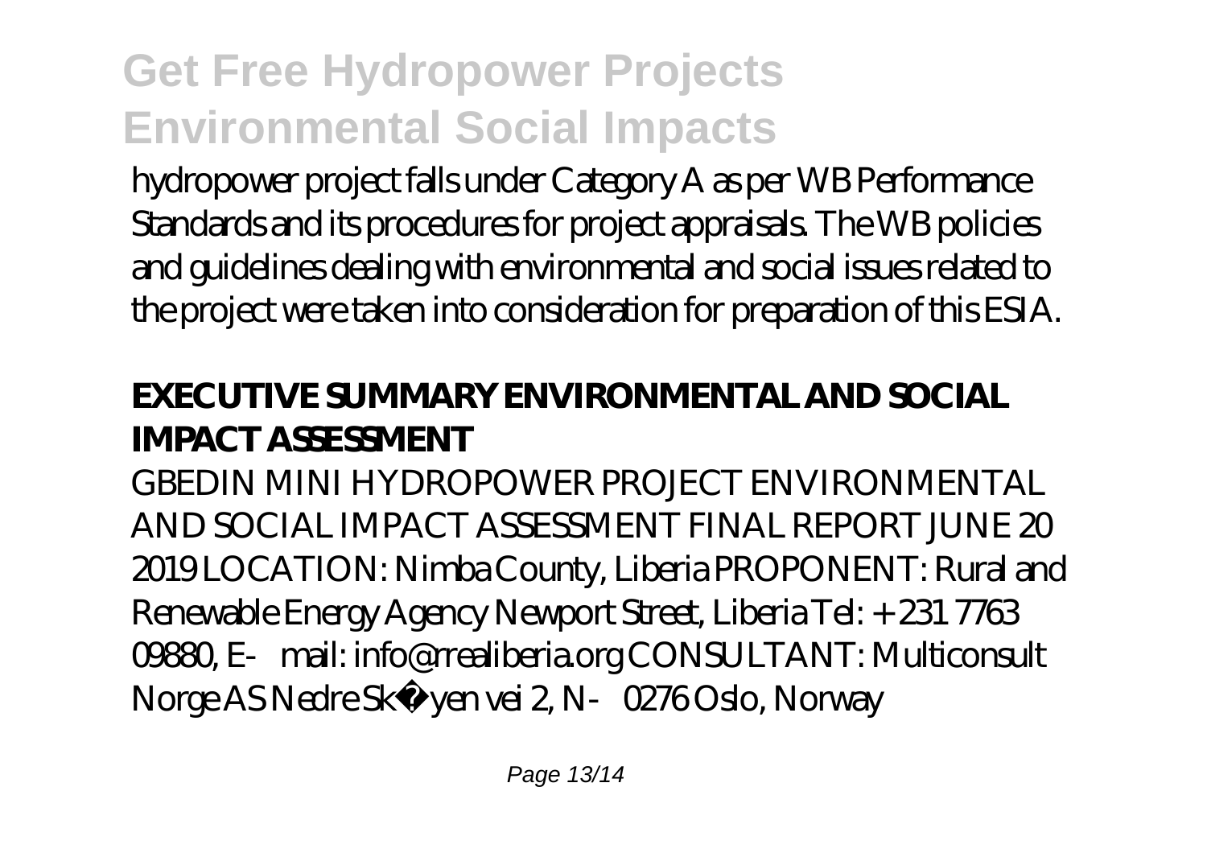hydropower project falls under Category A as per WB Performance Standards and its procedures for project appraisals. The WB policies and guidelines dealing with environmental and social issues related to the project were taken into consideration for preparation of this ESIA.

### EXECUTIVE SUMMARY ENVIRONMENTAL AND SOCIAL IMPACT ASSESSMENT

GBEDIN MINI HYDROPOWER PROJECT ENVIRONMENTAL AND SOCIAL IMPACT ASSESSMENT FINAL REPORT JUNE 20 2019 LOCATION: Nimba County, Liberia PROPONENT: Rural and Renewable Energy Agency Newport Street, Liberia Tel: + 231 7763 09880, E‐ mail: info@rrealiberia.org CONSULTANT: Multiconsult Norge AS Nedre Sk� yen vei 2, N‐ 0276 Oslo, Norway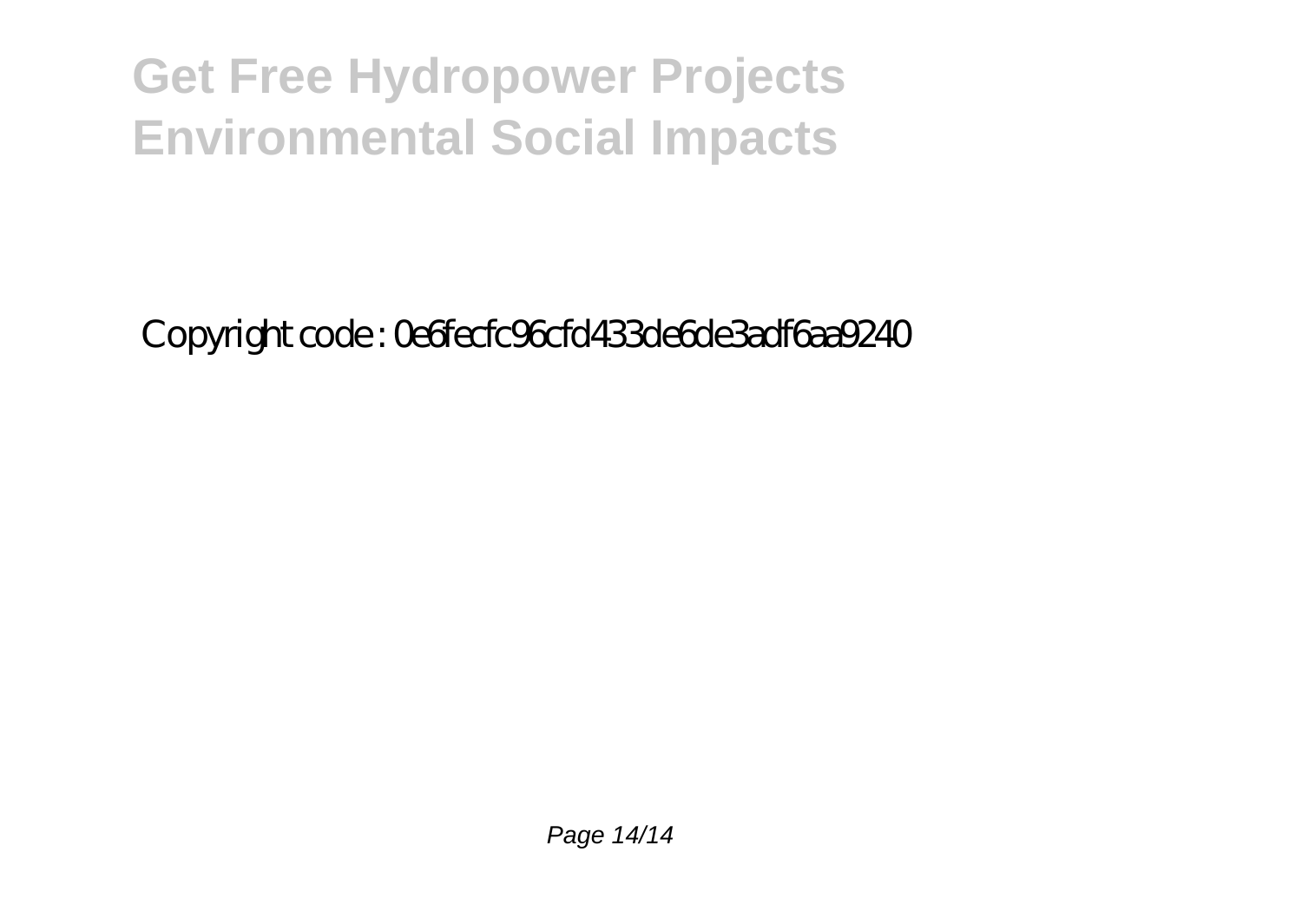Copyright code : 0e6fecfc96cfd433de6de3adf6aa9240